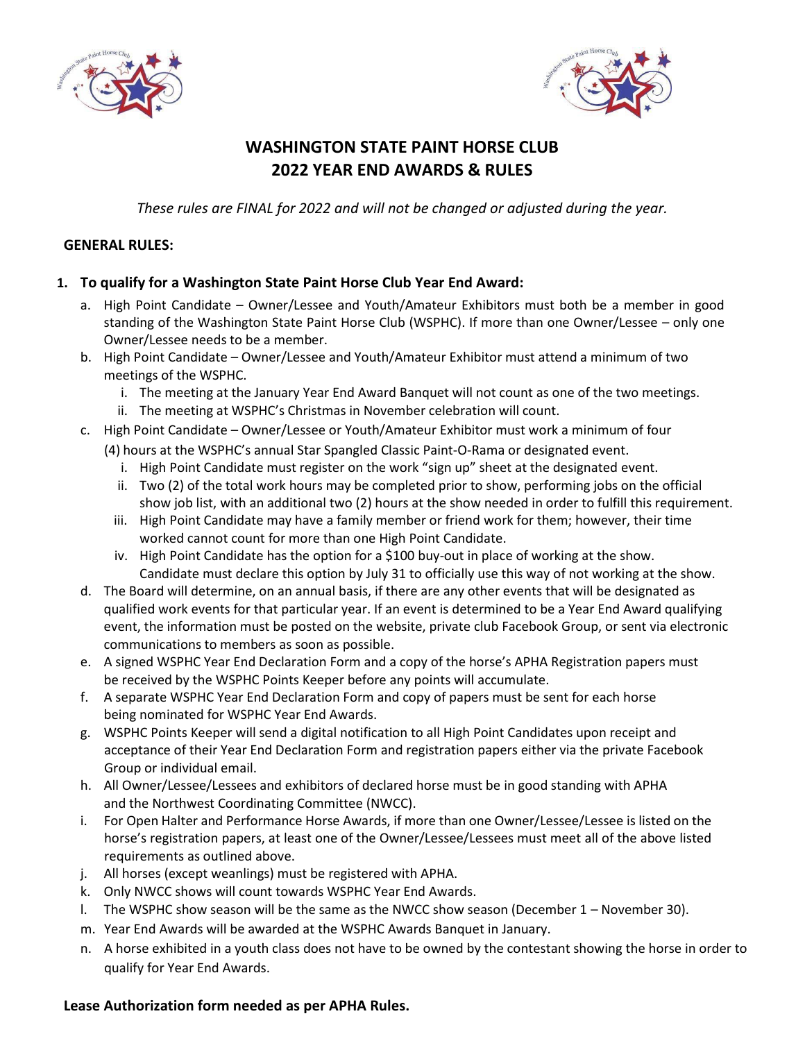# WASHINGTON STATE PAINT HORSE CLUB
# 2022 YEAR END AWARDS & RULES

*These rules are FINAL for 2022 and will not be changed or adjusted during the year.*

**GENERAL RULES:**

1. **To qualify for a Washington State Paint Horse Club Year End Award:**
   a. High Point Candidate – Owner/Lessee and Youth/Amateur Exhibitors must both be a member in good standing of the Washington State Paint Horse Club (WSPHC). If more than one Owner/Lessee – only one Owner/Lessee needs to be a member.
   b. High Point Candidate – Owner/Lessee and Youth/Amateur Exhibitor must attend a minimum of two meetings of the WSPHC.
      i. The meeting at the January Year End Award Banquet will not count as one of the two meetings.
      ii. The meeting at WSPHC's Christmas in November celebration will count.
   c. High Point Candidate – Owner/Lessee or Youth/Amateur Exhibitor must work a minimum of four (4) hours at the WSPHC's annual Star Spangled Classic Paint-O-Rama or designated event.
      i. High Point Candidate must register on the work "sign up" sheet at the designated event.
      ii. Two (2) of the total work hours may be completed prior to show, performing jobs on the official show job list, with an additional two (2) hours at the show needed in order to fulfill this requirement.
      iii. High Point Candidate may have a family member or friend work for them; however, their time worked cannot count for more than one High Point Candidate.
      iv. High Point Candidate has the option for a $100 buy-out in place of working at the show. Candidate must declare this option by July 31 to officially use this way of not working at the show.
   d. The Board will determine, on an annual basis, if there are any other events that will be designated as qualified work events for that particular year. If an event is determined to be a Year End Award qualifying event, the information must be posted on the website, private club Facebook Group, or sent via electronic communications to members as soon as possible.
   e. A signed WSPHC Year End Declaration Form and a copy of the horse's APHA Registration papers must be received by the WSPHC Points Keeper before any points will accumulate.
   f. A separate WSPHC Year End Declaration Form and copy of papers must be sent for each horse being nominated for WSPHC Year End Awards.
   g. WSPHC Points Keeper will send a digital notification to all High Point Candidates upon receipt and acceptance of their Year End Declaration Form and registration papers either via the private Facebook Group or individual email.
   h. All Owner/Lessee/Lessees and exhibitors of declared horse must be in good standing with APHA and the Northwest Coordinating Committee (NWCC).
   i. For Open Halter and Performance Horse Awards, if more than one Owner/Lessee/Lessee is listed on the horse's registration papers, at least one of the Owner/Lessee/Lessees must meet all of the above listed requirements as outlined above.
   j. All horses (except weanlings) must be registered with APHA.
   k. Only NWCC shows will count towards WSPHC Year End Awards.
   l. The WSPHC show season will be the same as the NWCC show season (December 1 – November 30).
   m. Year End Awards will be awarded at the WSPHC Awards Banquet in January.
   n. A horse exhibited in a youth class does not have to be owned by the contestant showing the horse in order to qualify for Year End Awards.

**Lease Authorization form needed as per APHA Rules.**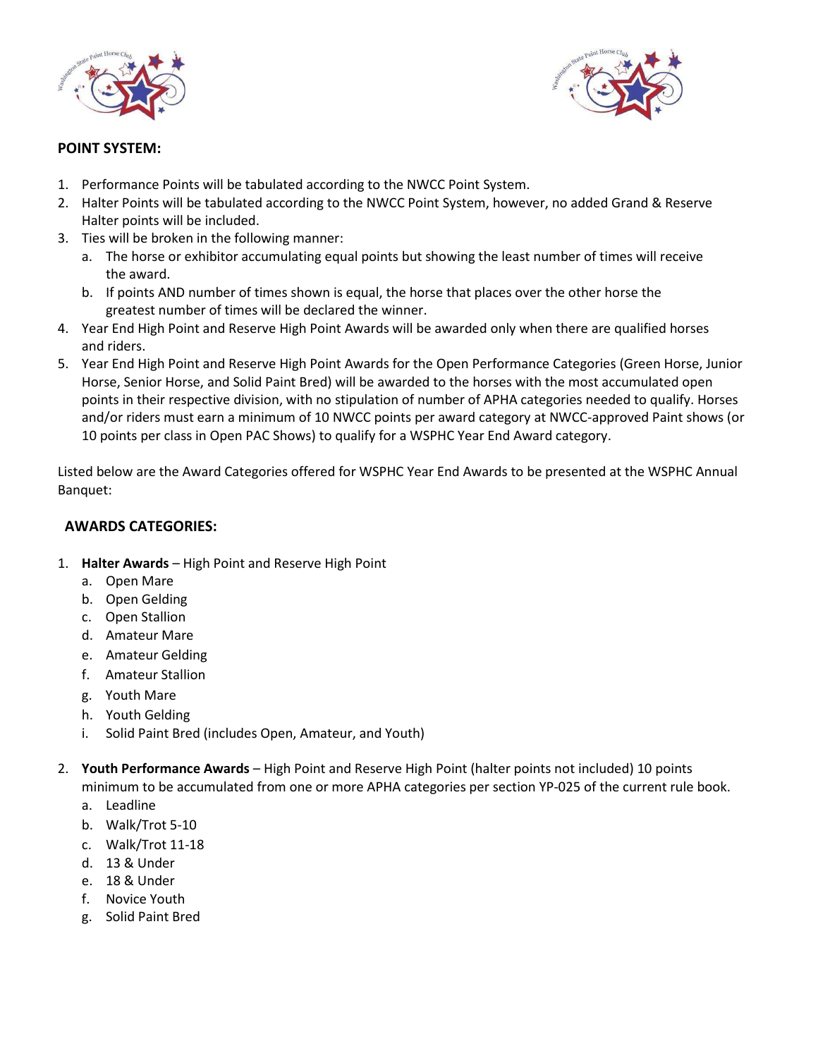## POINT SYSTEM:

1. Performance Points will be tabulated according to the NWCC Point System.
2. Halter Points will be tabulated according to the NWCC Point System, however, no added Grand & Reserve Halter points will be included.
3. Ties will be broken in the following manner:
   a. The horse or exhibitor accumulating equal points but showing the least number of times will receive the award.
   b. If points AND number of times shown is equal, the horse that places over the other horse the greatest number of times will be declared the winner.
4. Year End High Point and Reserve High Point Awards will be awarded only when there are qualified horses and riders.
5. Year End High Point and Reserve High Point Awards for the Open Performance Categories (Green Horse, Junior Horse, Senior Horse, and Solid Paint Bred) will be awarded to the horses with the most accumulated open points in their respective division, with no stipulation of number of APHA categories needed to qualify. Horses and/or riders must earn a minimum of 10 NWCC points per award category at NWCC-approved Paint shows (or 10 points per class in Open PAC Shows) to qualify for a WSPHC Year End Award category.

Listed below are the Award Categories offered for WSPHC Year End Awards to be presented at the WSPHC Annual Banquet:

## AWARDS CATEGORIES:

1. **Halter Awards** – High Point and Reserve High Point
   a. Open Mare
   b. Open Gelding
   c. Open Stallion
   d. Amateur Mare
   e. Amateur Gelding
   f. Amateur Stallion
   g. Youth Mare
   h. Youth Gelding
   i. Solid Paint Bred (includes Open, Amateur, and Youth)

2. **Youth Performance Awards** – High Point and Reserve High Point (halter points not included) 10 points minimum to be accumulated from one or more APHA categories per section YP-025 of the current rule book.
   a. Leadline
   b. Walk/Trot 5-10
   c. Walk/Trot 11-18
   d. 13 & Under
   e. 18 & Under
   f. Novice Youth
   g. Solid Paint Bred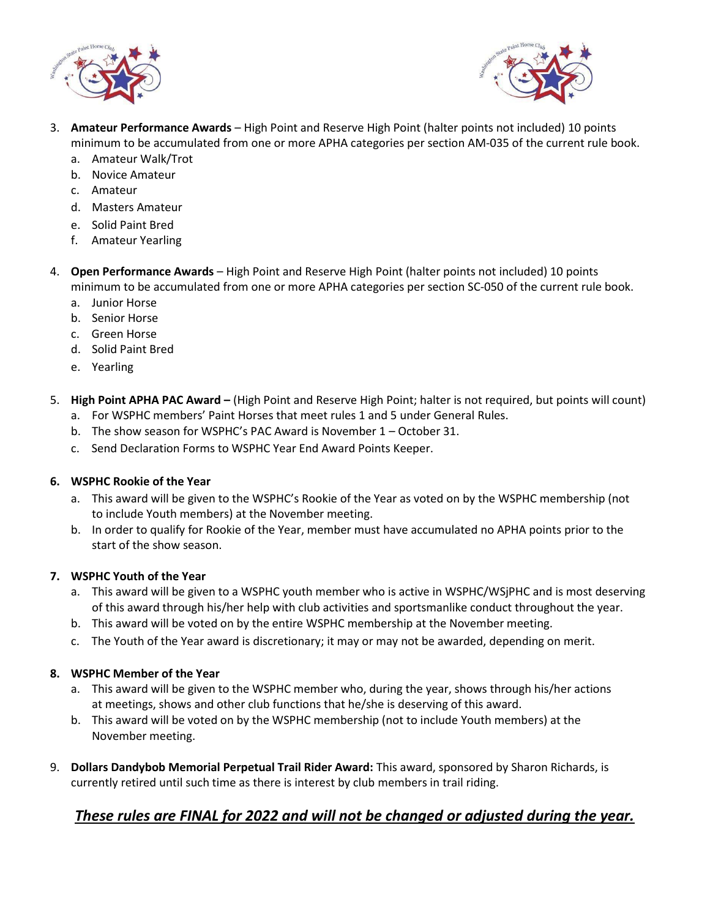3. **Amateur Performance Awards** – High Point and Reserve High Point (halter points not included) 10 points minimum to be accumulated from one or more APHA categories per section AM-035 of the current rule book.
   a. Amateur Walk/Trot
   b. Novice Amateur
   c. Amateur
   d. Masters Amateur
   e. Solid Paint Bred
   f. Amateur Yearling

4. **Open Performance Awards** – High Point and Reserve High Point (halter points not included) 10 points minimum to be accumulated from one or more APHA categories per section SC-050 of the current rule book.
   a. Junior Horse
   b. Senior Horse
   c. Green Horse
   d. Solid Paint Bred
   e. Yearling

5. **High Point APHA PAC Award –** (High Point and Reserve High Point; halter is not required, but points will count)
   a. For WSPHC members' Paint Horses that meet rules 1 and 5 under General Rules.
   b. The show season for WSPHC's PAC Award is November 1 – October 31.
   c. Send Declaration Forms to WSPHC Year End Award Points Keeper.

6. **WSPHC Rookie of the Year**
   a. This award will be given to the WSPHC's Rookie of the Year as voted on by the WSPHC membership (not to include Youth members) at the November meeting.
   b. In order to qualify for Rookie of the Year, member must have accumulated no APHA points prior to the start of the show season.

7. **WSPHC Youth of the Year**
   a. This award will be given to a WSPHC youth member who is active in WSPHC/WSjPHC and is most deserving of this award through his/her help with club activities and sportsmanlike conduct throughout the year.
   b. This award will be voted on by the entire WSPHC membership at the November meeting.
   c. The Youth of the Year award is discretionary; it may or may not be awarded, depending on merit.

8. **WSPHC Member of the Year**
   a. This award will be given to the WSPHC member who, during the year, shows through his/her actions at meetings, shows and other club functions that he/she is deserving of this award.
   b. This award will be voted on by the WSPHC membership (not to include Youth members) at the November meeting.

9. **Dollars Dandybob Memorial Perpetual Trail Rider Award:** This award, sponsored by Sharon Richards, is currently retired until such time as there is interest by club members in trail riding.

***These rules are FINAL for 2022 and will not be changed or adjusted during the year.***